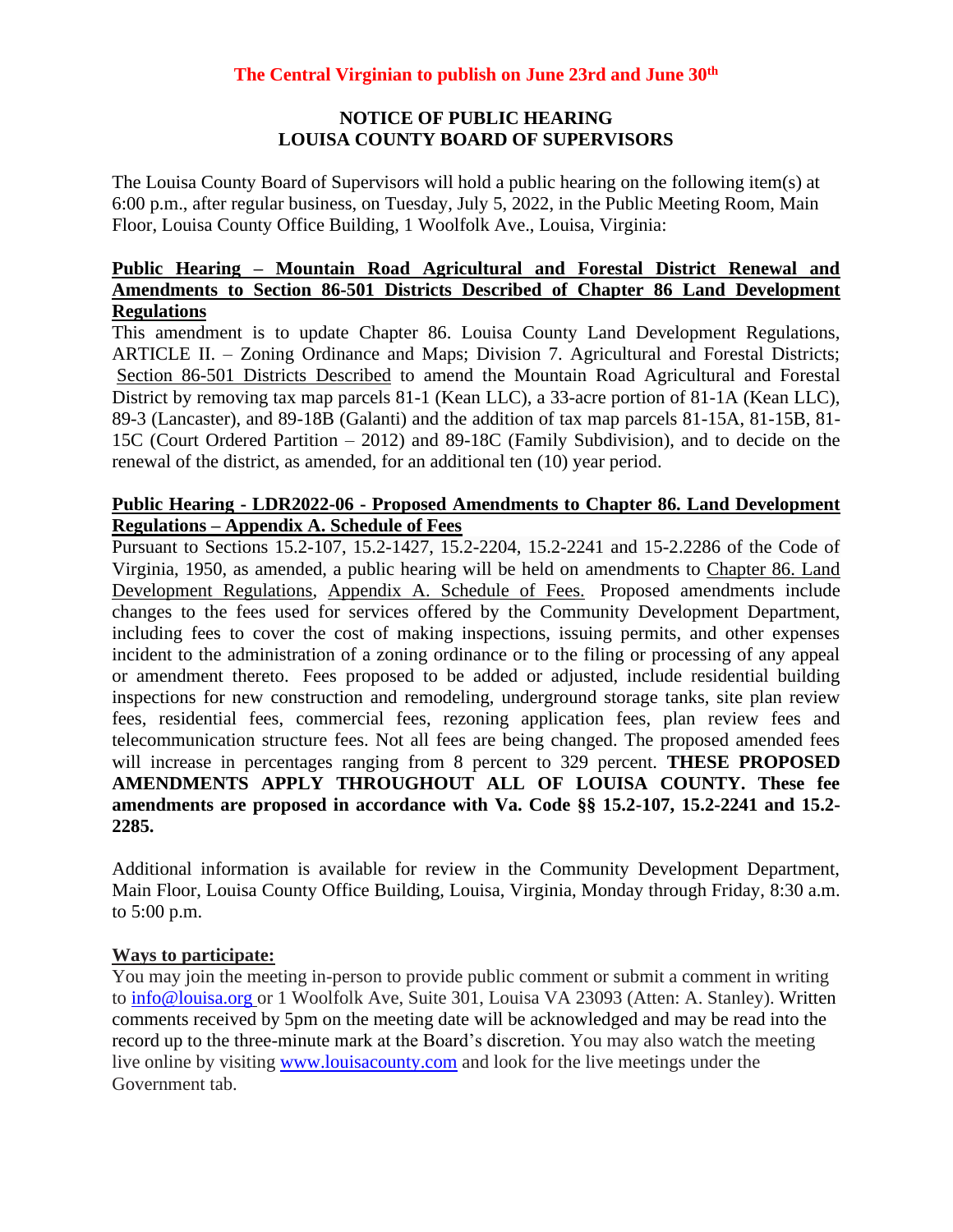**The Central Virginian to publish on June 23rd and June 30th**

# NOTICE OF PUBLIC HEARING
# LOUISA COUNTY BOARD OF SUPERVISORS

The Louisa County Board of Supervisors will hold a public hearing on the following item(s) at 6:00 p.m., after regular business, on Tuesday, July 5, 2022, in the Public Meeting Room, Main Floor, Louisa County Office Building, 1 Woolfolk Ave., Louisa, Virginia:

## Public Hearing – Mountain Road Agricultural and Forestal District Renewal and Amendments to Section 86-501 Districts Described of Chapter 86 Land Development Regulations

This amendment is to update Chapter 86. Louisa County Land Development Regulations, ARTICLE II. – Zoning Ordinance and Maps; Division 7. Agricultural and Forestal Districts; Section 86-501 Districts Described to amend the Mountain Road Agricultural and Forestal District by removing tax map parcels 81-1 (Kean LLC), a 33-acre portion of 81-1A (Kean LLC), 89-3 (Lancaster), and 89-18B (Galanti) and the addition of tax map parcels 81-15A, 81-15B, 81-15C (Court Ordered Partition – 2012) and 89-18C (Family Subdivision), and to decide on the renewal of the district, as amended, for an additional ten (10) year period.

## Public Hearing - LDR2022-06 - Proposed Amendments to Chapter 86. Land Development Regulations – Appendix A. Schedule of Fees

Pursuant to Sections 15.2-107, 15.2-1427, 15.2-2204, 15.2-2241 and 15-2.2286 of the Code of Virginia, 1950, as amended, a public hearing will be held on amendments to Chapter 86. Land Development Regulations, Appendix A. Schedule of Fees. Proposed amendments include changes to the fees used for services offered by the Community Development Department, including fees to cover the cost of making inspections, issuing permits, and other expenses incident to the administration of a zoning ordinance or to the filing or processing of any appeal or amendment thereto. Fees proposed to be added or adjusted, include residential building inspections for new construction and remodeling, underground storage tanks, site plan review fees, residential fees, commercial fees, rezoning application fees, plan review fees and telecommunication structure fees. Not all fees are being changed. The proposed amended fees will increase in percentages ranging from 8 percent to 329 percent. **THESE PROPOSED AMENDMENTS APPLY THROUGHOUT ALL OF LOUISA COUNTY. These fee amendments are proposed in accordance with Va. Code §§ 15.2-107, 15.2-2241 and 15.2-2285.**

Additional information is available for review in the Community Development Department, Main Floor, Louisa County Office Building, Louisa, Virginia, Monday through Friday, 8:30 a.m. to 5:00 p.m.

## Ways to participate:

You may join the meeting in-person to provide public comment or submit a comment in writing to info@louisa.org or 1 Woolfolk Ave, Suite 301, Louisa VA 23093 (Atten: A. Stanley). Written comments received by 5pm on the meeting date will be acknowledged and may be read into the record up to the three-minute mark at the Board's discretion. You may also watch the meeting live online by visiting www.louisacounty.com and look for the live meetings under the Government tab.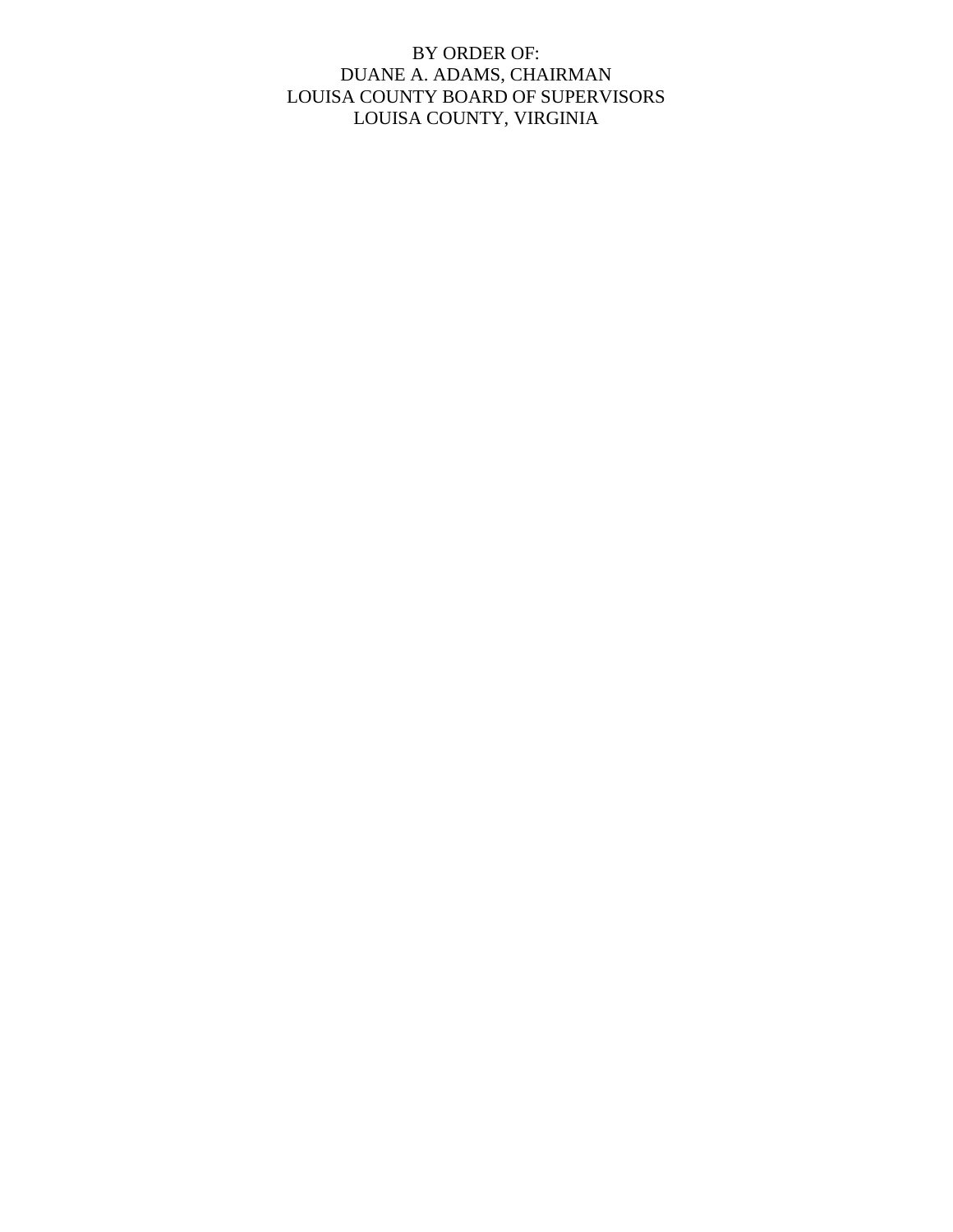BY ORDER OF:
DUANE A. ADAMS, CHAIRMAN
LOUISA COUNTY BOARD OF SUPERVISORS
LOUISA COUNTY, VIRGINIA